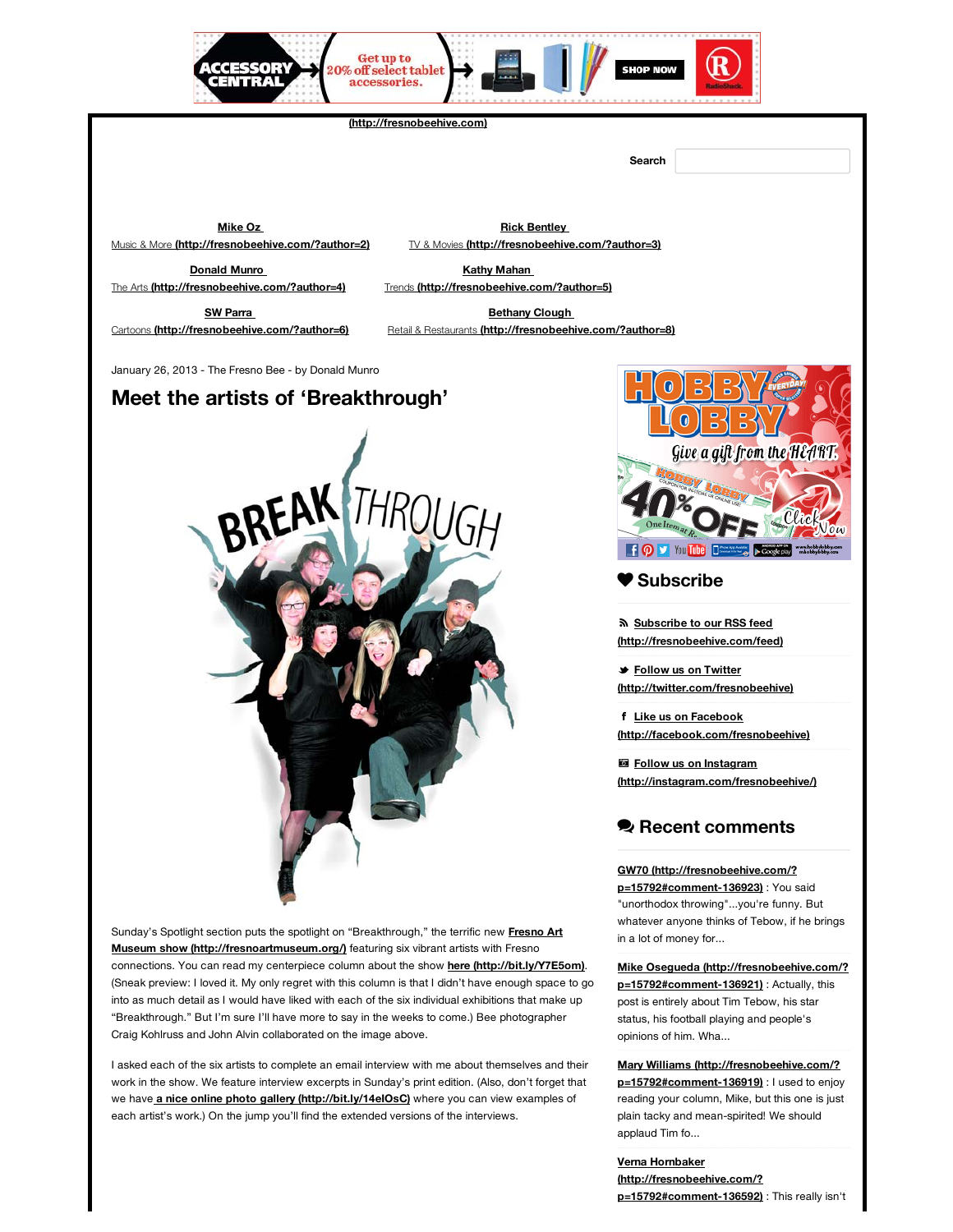(http://fresnobeehive.com)

Search

**Mike Oz**
Music & More **(http://fresnobeehive.com/?author=2)**

**Rick Bentley**
TV & Movies **(http://fresnobeehive.com/?author=3)**

**Donald Munro**
The Arts **(http://fresnobeehive.com/?author=4)**

**Kathy Mahan**
Trends **(http://fresnobeehive.com/?author=5)**

**SW Parra**
Cartoons **(http://fresnobeehive.com/?author=6)**

**Bethany Clough**
Retail & Restaurants **(http://fresnobeehive.com/?author=8)**

January 26, 2013 - The Fresno Bee - by Donald Munro

# Meet the artists of 'Breakthrough'

Sunday's Spotlight section puts the spotlight on "Breakthrough," the terrific new **Fresno Art Museum show (http://fresnoartmuseum.org/)** featuring six vibrant artists with Fresno connections. You can read my centerpiece column about the show **here (http://bit.ly/Y7E5om)**. (Sneak preview: I loved it. My only regret with this column is that I didn't have enough space to go into as much detail as I would have liked with each of the six individual exhibitions that make up "Breakthrough." But I'm sure I'll have more to say in the weeks to come.) Bee photographer Craig Kohlruss and John Alvin collaborated on the image above.

I asked each of the six artists to complete an email interview with me about themselves and their work in the show. We feature interview excerpts in Sunday's print edition. (Also, don't forget that we have **a nice online photo gallery (http://bit.ly/14elOsC)** where you can view examples of each artist's work.) On the jump you'll find the extended versions of the interviews.

## Subscribe

**Subscribe to our RSS feed (http://fresnobeehive.com/feed)**

**Follow us on Twitter (http://twitter.com/fresnobeehive)**

**Like us on Facebook (http://facebook.com/fresnobeehive)**

**Follow us on Instagram (http://instagram.com/fresnobeehive/)**

## Recent comments

**GW70 (http://fresnobeehive.com/?p=15792#comment-136923)** : You said "unorthodox throwing"...you're funny. But whatever anyone thinks of Tebow, if he brings in a lot of money for...

**Mike Osegueda (http://fresnobeehive.com/?p=15792#comment-136921)** : Actually, this post is entirely about Tim Tebow, his star status, his football playing and people's opinions of him. Wha...

**Mary Williams (http://fresnobeehive.com/?p=15792#comment-136919)** : I used to enjoy reading your column, Mike, but this one is just plain tacky and mean-spirited! We should applaud Tim fo...

**Verna Hornbaker (http://fresnobeehive.com/?p=15792#comment-136592)** : This really isn't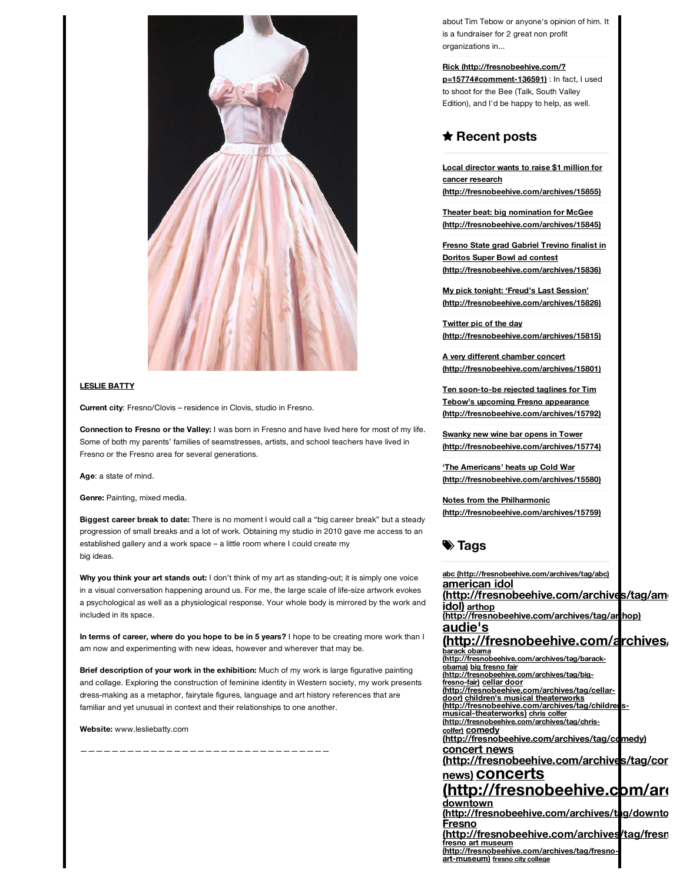**LESLIE BATTY**

**Current city**: Fresno/Clovis – residence in Clovis, studio in Fresno.

**Connection to Fresno or the Valley:** I was born in Fresno and have lived here for most of my life. Some of both my parents' families of seamstresses, artists, and school teachers have lived in Fresno or the Fresno area for several generations.

**Age**: a state of mind.

**Genre:** Painting, mixed media.

**Biggest career break to date:** There is no moment I would call a "big career break" but a steady progression of small breaks and a lot of work. Obtaining my studio in 2010 gave me access to an established gallery and a work space – a little room where I could create my big ideas.

**Why you think your art stands out:** I don't think of my art as standing-out; it is simply one voice in a visual conversation happening around us. For me, the large scale of life-size artwork evokes a psychological as well as a physiological response. Your whole body is mirrored by the work and included in its space.

**In terms of career, where do you hope to be in 5 years?** I hope to be creating more work than I am now and experimenting with new ideas, however and wherever that may be.

**Brief description of your work in the exhibition:** Much of my work is large figurative painting and collage. Exploring the construction of feminine identity in Western society, my work presents dress-making as a metaphor, fairytale figures, language and art history references that are familiar and yet unusual in context and their relationships to one another.

**Website:** www.lesliebatty.com

———————————————————————————————————

about Tim Tebow or anyone's opinion of him. It is a fundraiser for 2 great non profit organizations in...

**Rick (http://fresnobeehive.com/?p=15774#comment-136591)** : In fact, I used to shoot for the Bee (Talk, South Valley Edition), and I'd be happy to help, as well.

## ★ Recent posts

**Local director wants to raise $1 million for cancer research (http://fresnobeehive.com/archives/15855)**

**Theater beat: big nomination for McGee (http://fresnobeehive.com/archives/15845)**

**Fresno State grad Gabriel Trevino finalist in Doritos Super Bowl ad contest (http://fresnobeehive.com/archives/15836)**

**My pick tonight: 'Freud's Last Session' (http://fresnobeehive.com/archives/15826)**

**Twitter pic of the day (http://fresnobeehive.com/archives/15815)**

**A very different chamber concert (http://fresnobeehive.com/archives/15801)**

**Ten soon-to-be rejected taglines for Tim Tebow's upcoming Fresno appearance (http://fresnobeehive.com/archives/15792)**

**Swanky new wine bar opens in Tower (http://fresnobeehive.com/archives/15774)**

**'The Americans' heats up Cold War (http://fresnobeehive.com/archives/15580)**

**Notes from the Philharmonic (http://fresnobeehive.com/archives/15759)**

## Tags

abc (http://fresnobeehive.com/archives/tag/abc) american idol (http://fresnobeehive.com/archives/tag/american-idol) arthop (http://fresnobeehive.com/archives/tag/arthop) audie's (http://fresnobeehive.com/archives/... barack obama (http://fresnobeehive.com/archives/tag/barack-obama) big fresno fair (http://fresnobeehive.com/archives/tag/big-fresno-fair) cellar door (http://fresnobeehive.com/archives/tag/cellar-door) children's musical theaterworks (http://fresnobeehive.com/archives/tag/childrens-musical-theaterworks) chris colfer (http://fresnobeehive.com/archives/tag/chris-colfer) comedy (http://fresnobeehive.com/archives/tag/comedy) concert news (http://fresnobeehive.com/archives/tag/concert-news) concerts (http://fresnobeehive.com/ar... downtown (http://fresnobeehive.com/archives/tag/downto... Fresno (http://fresnobeehive.com/archives/tag/fresn... fresno art museum (http://fresnobeehive.com/archives/tag/fresno-art-museum) fresno city college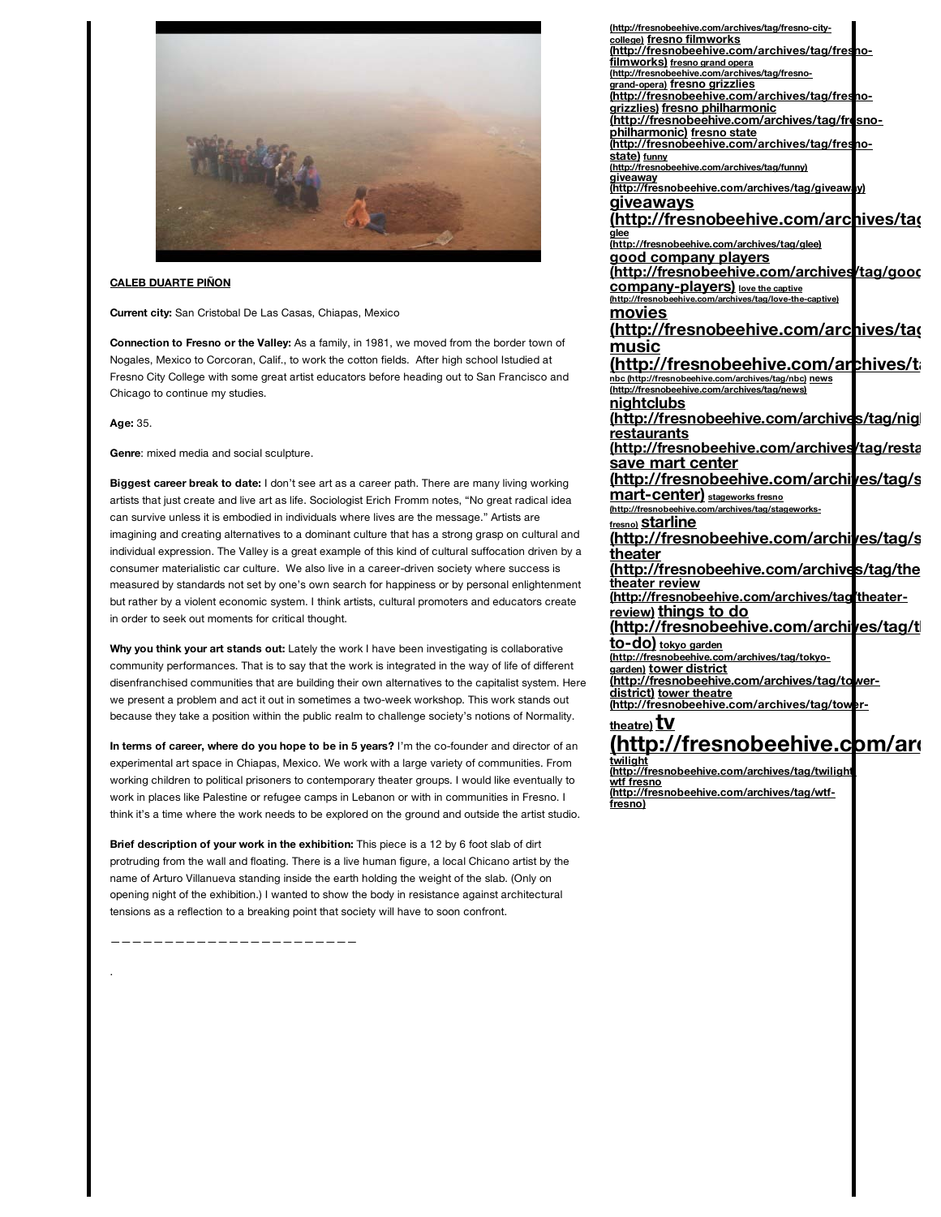**CALEB DUARTE PIÑON**

**Current city:** San Cristobal De Las Casas, Chiapas, Mexico

**Connection to Fresno or the Valley:** As a family, in 1981, we moved from the border town of Nogales, Mexico to Corcoran, Calif., to work the cotton fields. After high school Istudied at Fresno City College with some great artist educators before heading out to San Francisco and Chicago to continue my studies.

**Age:** 35.

**Genre**: mixed media and social sculpture.

**Biggest career break to date:** I don't see art as a career path. There are many living working artists that just create and live art as life. Sociologist Erich Fromm notes, "No great radical idea can survive unless it is embodied in individuals where lives are the message." Artists are imagining and creating alternatives to a dominant culture that has a strong grasp on cultural and individual expression. The Valley is a great example of this kind of cultural suffocation driven by a consumer materialistic car culture. We also live in a career-driven society where success is measured by standards not set by one's own search for happiness or by personal enlightenment but rather by a violent economic system. I think artists, cultural promoters and educators create in order to seek out moments for critical thought.

**Why you think your art stands out:** Lately the work I have been investigating is collaborative community performances. That is to say that the work is integrated in the way of life of different disenfranchised communities that are building their own alternatives to the capitalist system. Here we present a problem and act it out in sometimes a two-week workshop. This work stands out because they take a position within the public realm to challenge society's notions of Normality.

**In terms of career, where do you hope to be in 5 years?** I'm the co-founder and director of an experimental art space in Chiapas, Mexico. We work with a large variety of communities. From working children to political prisoners to contemporary theater groups. I would like eventually to work in places like Palestine or refugee camps in Lebanon or with in communities in Fresno. I think it's a time where the work needs to be explored on the ground and outside the artist studio.

**Brief description of your work in the exhibition:** This piece is a 12 by 6 foot slab of dirt protruding from the wall and floating. There is a live human figure, a local Chicano artist by the name of Arturo Villanueva standing inside the earth holding the weight of the slab. (Only on opening night of the exhibition.) I wanted to show the body in resistance against architectural tensions as a reflection to a breaking point that society will have to soon confront.

———————————————————————

.

(http://fresnobeehive.com/archives/tag/fresno-city-college) fresno filmworks (http://fresnobeehive.com/archives/tag/fresno-filmworks) fresno grand opera (http://fresnobeehive.com/archives/tag/fresno-grand-opera) fresno grizzlies (http://fresnobeehive.com/archives/tag/fresno-grizzlies) fresno philharmonic (http://fresnobeehive.com/archives/tag/fresno-philharmonic) fresno state (http://fresnobeehive.com/archives/tag/fresno-state) funny (http://fresnobeehive.com/archives/tag/funny) giveaway (http://fresnobeehive.com/archives/tag/giveaway) giveaways (http://fresnobeehive.com/archives/tag glee (http://fresnobeehive.com/archives/tag/glee) good company players (http://fresnobeehive.com/archives/tag/good-company-players) love the captive (http://fresnobeehive.com/archives/tag/love-the-captive) movies (http://fresnobeehive.com/archives/tag music (http://fresnobeehive.com/archives/ta nbc (http://fresnobeehive.com/archives/tag/nbc) news (http://fresnobeehive.com/archives/tag/news) nightclubs (http://fresnobeehive.com/archives/tag/nigh restaurants (http://fresnobeehive.com/archives/tag/resta save mart center (http://fresnobeehive.com/archives/tag/save-mart-center) stageworks fresno (http://fresnobeehive.com/archives/tag/stageworks-fresno) starline (http://fresnobeehive.com/archives/tag/s theater (http://fresnobeehive.com/archives/tag/the theater review (http://fresnobeehive.com/archives/tag/theater-review) things to do (http://fresnobeehive.com/archives/tag/things-to-do) tokyo garden (http://fresnobeehive.com/archives/tag/tokyo-garden) tower district (http://fresnobeehive.com/archives/tag/tower-district) tower theatre (http://fresnobeehive.com/archives/tag/tower-theatre) tv (http://fresnobeehive.com/arc twilight (http://fresnobeehive.com/archives/tag/twilight wtf fresno (http://fresnobeehive.com/archives/tag/wtf-fresno)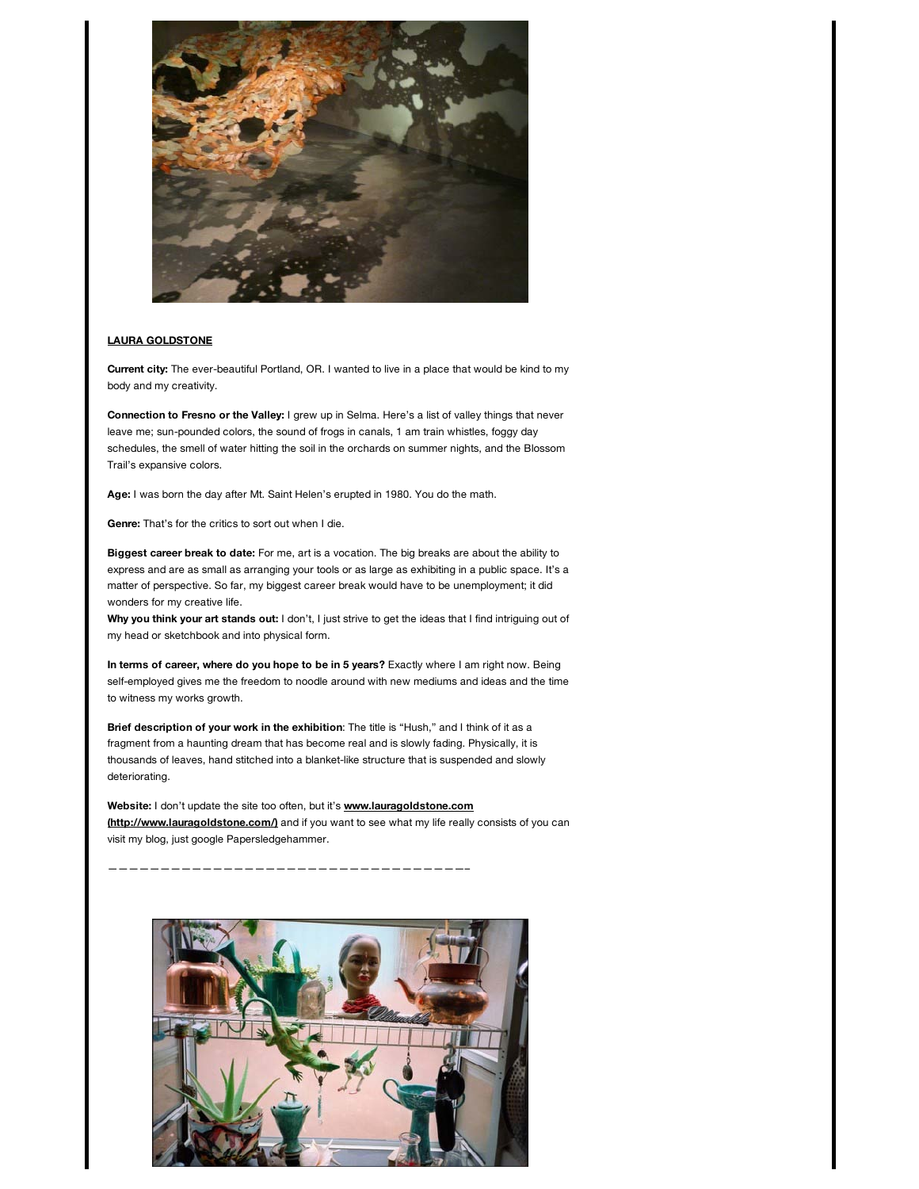**LAURA GOLDSTONE**

**Current city:** The ever-beautiful Portland, OR. I wanted to live in a place that would be kind to my body and my creativity.

**Connection to Fresno or the Valley:** I grew up in Selma. Here's a list of valley things that never leave me; sun-pounded colors, the sound of frogs in canals, 1 am train whistles, foggy day schedules, the smell of water hitting the soil in the orchards on summer nights, and the Blossom Trail's expansive colors.

**Age:** I was born the day after Mt. Saint Helen's erupted in 1980. You do the math.

**Genre:** That's for the critics to sort out when I die.

**Biggest career break to date:** For me, art is a vocation. The big breaks are about the ability to express and are as small as arranging your tools or as large as exhibiting in a public space. It's a matter of perspective. So far, my biggest career break would have to be unemployment; it did wonders for my creative life.
**Why you think your art stands out:** I don't, I just strive to get the ideas that I find intriguing out of my head or sketchbook and into physical form.

**In terms of career, where do you hope to be in 5 years?** Exactly where I am right now. Being self-employed gives me the freedom to noodle around with new mediums and ideas and the time to witness my works growth.

**Brief description of your work in the exhibition**: The title is "Hush," and I think of it as a fragment from a haunting dream that has become real and is slowly fading. Physically, it is thousands of leaves, hand stitched into a blanket-like structure that is suspended and slowly deteriorating.

**Website:** I don't update the site too often, but it's **www.lauragoldstone.com (http://www.lauragoldstone.com/)** and if you want to see what my life really consists of you can visit my blog, just google Papersledgehammer.

————————————————————————————————————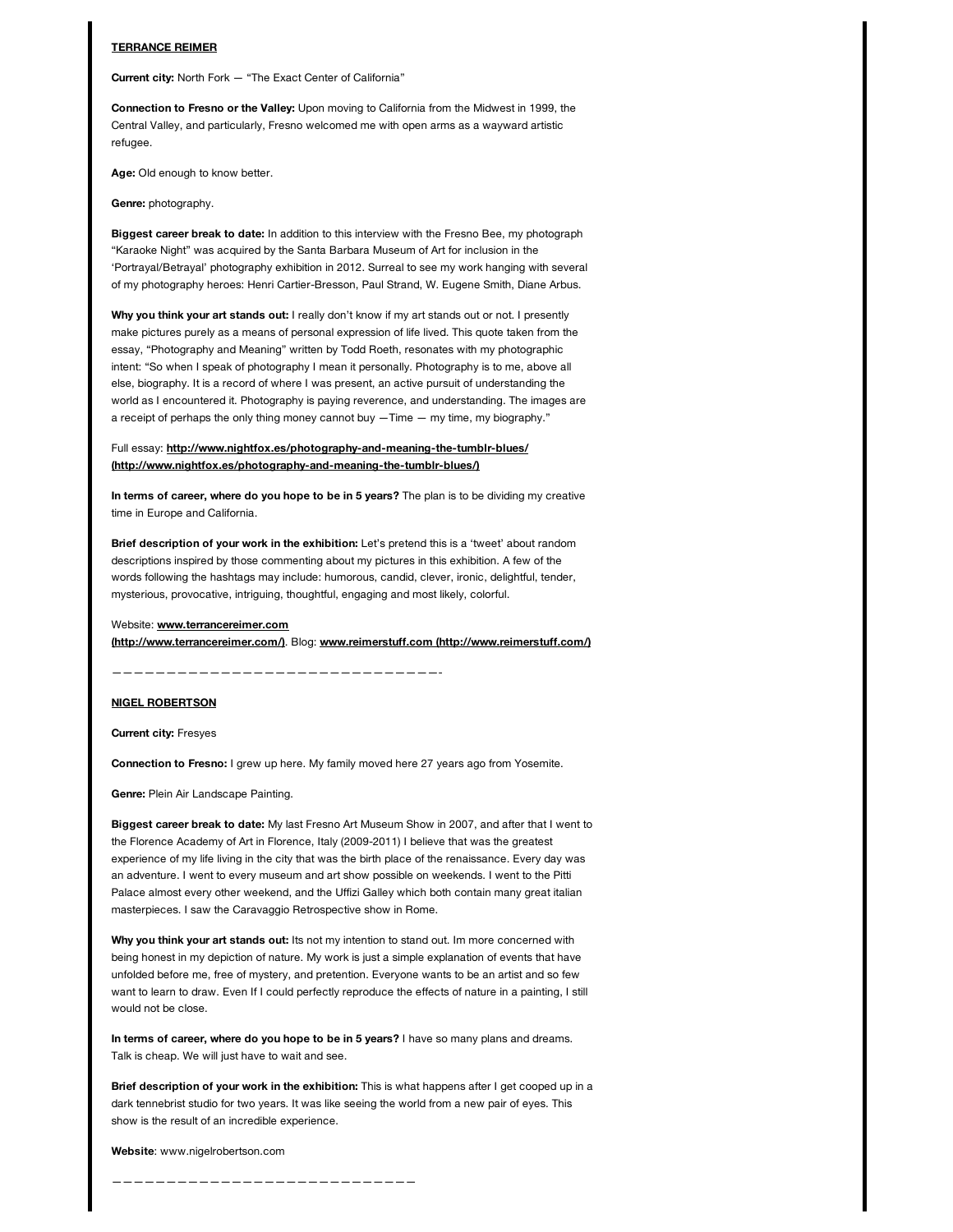**TERRANCE REIMER**

**Current city:** North Fork — "The Exact Center of California"

**Connection to Fresno or the Valley:** Upon moving to California from the Midwest in 1999, the Central Valley, and particularly, Fresno welcomed me with open arms as a wayward artistic refugee.

**Age:** Old enough to know better.

**Genre:** photography.

**Biggest career break to date:** In addition to this interview with the Fresno Bee, my photograph "Karaoke Night" was acquired by the Santa Barbara Museum of Art for inclusion in the 'Portrayal/Betrayal' photography exhibition in 2012. Surreal to see my work hanging with several of my photography heroes: Henri Cartier-Bresson, Paul Strand, W. Eugene Smith, Diane Arbus.

**Why you think your art stands out:** I really don't know if my art stands out or not. I presently make pictures purely as a means of personal expression of life lived. This quote taken from the essay, "Photography and Meaning" written by Todd Roeth, resonates with my photographic intent: "So when I speak of photography I mean it personally. Photography is to me, above all else, biography. It is a record of where I was present, an active pursuit of understanding the world as I encountered it. Photography is paying reverence, and understanding. The images are a receipt of perhaps the only thing money cannot buy —Time — my time, my biography."

Full essay: **http://www.nightfox.es/photography-and-meaning-the-tumblr-blues/ (http://www.nightfox.es/photography-and-meaning-the-tumblr-blues/)**

**In terms of career, where do you hope to be in 5 years?** The plan is to be dividing my creative time in Europe and California.

**Brief description of your work in the exhibition:** Let's pretend this is a 'tweet' about random descriptions inspired by those commenting about my pictures in this exhibition. A few of the words following the hashtags may include: humorous, candid, clever, ironic, delightful, tender, mysterious, provocative, intriguing, thoughtful, engaging and most likely, colorful.

Website: **www.terrancereimer.com (http://www.terrancereimer.com/)**. Blog: **www.reimerstuff.com (http://www.reimerstuff.com/)**

——————————————————————————————-

**NIGEL ROBERTSON**

**Current city:** Fresyes

**Connection to Fresno:** I grew up here. My family moved here 27 years ago from Yosemite.

**Genre:** Plein Air Landscape Painting.

**Biggest career break to date:** My last Fresno Art Museum Show in 2007, and after that I went to the Florence Academy of Art in Florence, Italy (2009-2011) I believe that was the greatest experience of my life living in the city that was the birth place of the renaissance. Every day was an adventure. I went to every museum and art show possible on weekends. I went to the Pitti Palace almost every other weekend, and the Uffizi Galley which both contain many great italian masterpieces. I saw the Caravaggio Retrospective show in Rome.

**Why you think your art stands out:** Its not my intention to stand out. Im more concerned with being honest in my depiction of nature. My work is just a simple explanation of events that have unfolded before me, free of mystery, and pretention. Everyone wants to be an artist and so few want to learn to draw. Even If I could perfectly reproduce the effects of nature in a painting, I still would not be close.

**In terms of career, where do you hope to be in 5 years?** I have so many plans and dreams. Talk is cheap. We will just have to wait and see.

**Brief description of your work in the exhibition:** This is what happens after I get cooped up in a dark tennebrist studio for two years. It was like seeing the world from a new pair of eyes. This show is the result of an incredible experience.

**Website**: www.nigelrobertson.com

——————————————————————————————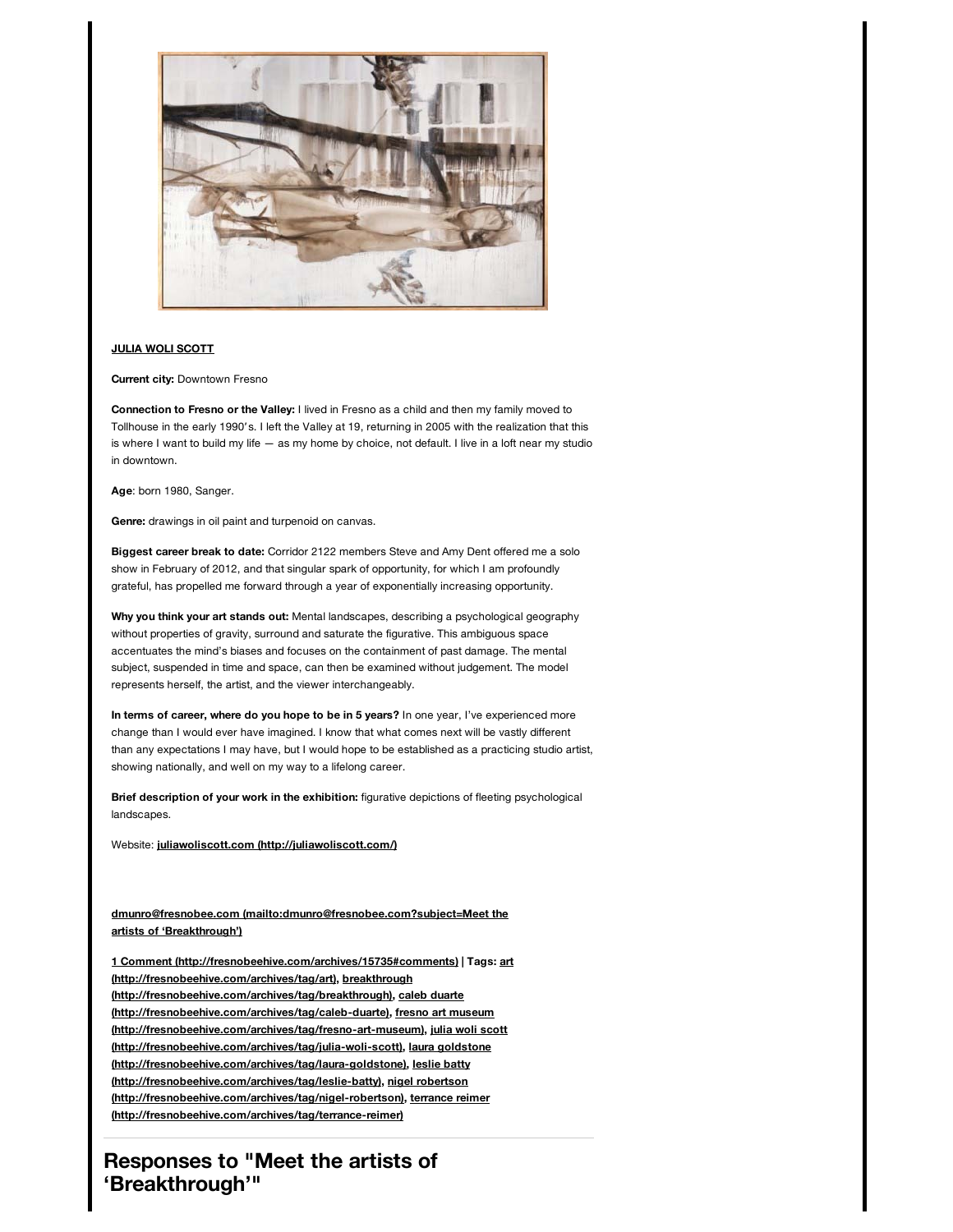**JULIA WOLI SCOTT**

**Current city:** Downtown Fresno

**Connection to Fresno or the Valley:** I lived in Fresno as a child and then my family moved to Tollhouse in the early 1990's. I left the Valley at 19, returning in 2005 with the realization that this is where I want to build my life — as my home by choice, not default. I live in a loft near my studio in downtown.

**Age**: born 1980, Sanger.

**Genre:** drawings in oil paint and turpenoid on canvas.

**Biggest career break to date:** Corridor 2122 members Steve and Amy Dent offered me a solo show in February of 2012, and that singular spark of opportunity, for which I am profoundly grateful, has propelled me forward through a year of exponentially increasing opportunity.

**Why you think your art stands out:** Mental landscapes, describing a psychological geography without properties of gravity, surround and saturate the figurative. This ambiguous space accentuates the mind's biases and focuses on the containment of past damage. The mental subject, suspended in time and space, can then be examined without judgement. The model represents herself, the artist, and the viewer interchangeably.

**In terms of career, where do you hope to be in 5 years?** In one year, I've experienced more change than I would ever have imagined. I know that what comes next will be vastly different than any expectations I may have, but I would hope to be established as a practicing studio artist, showing nationally, and well on my way to a lifelong career.

**Brief description of your work in the exhibition:** figurative depictions of fleeting psychological landscapes.

Website: juliawoliscott.com (http://juliawoliscott.com/)

dmunro@fresnobee.com (mailto:dmunro@fresnobee.com?subject=Meet the artists of 'Breakthrough')

**1 Comment (http://fresnobeehive.com/archives/15735#comments) | Tags: art (http://fresnobeehive.com/archives/tag/art), breakthrough (http://fresnobeehive.com/archives/tag/breakthrough), caleb duarte (http://fresnobeehive.com/archives/tag/caleb-duarte), fresno art museum (http://fresnobeehive.com/archives/tag/fresno-art-museum), julia woli scott (http://fresnobeehive.com/archives/tag/julia-woli-scott), laura goldstone (http://fresnobeehive.com/archives/tag/laura-goldstone), leslie batty (http://fresnobeehive.com/archives/tag/leslie-batty), nigel robertson (http://fresnobeehive.com/archives/tag/nigel-robertson), terrance reimer (http://fresnobeehive.com/archives/tag/terrance-reimer)**

## Responses to "Meet the artists of 'Breakthrough'"